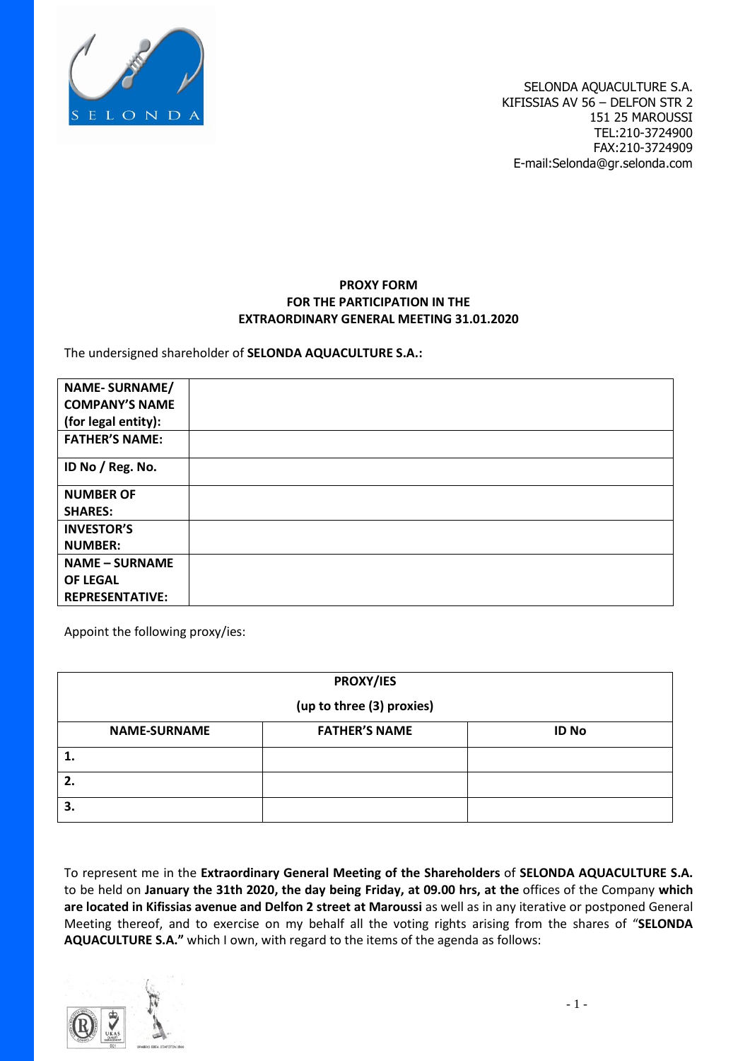SELONDA AQUACULTURE S.A.
KIFISSIAS AV 56 – DELFON STR 2
151 25 MAROUSSI
TEL:210-3724900
FAX:210-3724909
E-mail:Selonda@gr.selonda.com

**PROXY FORM**
**FOR THE PARTICIPATION IN THE**
**EXTRAORDINARY GENERAL MEETING 31.01.2020**

The undersigned shareholder of **SELONDA AQUACULTURE S.A.:**

| | |
|---|---|
| **NAME- SURNAME/ COMPANY'S NAME (for legal entity):** | |
| **FATHER'S NAME:** | |
| **ID No / Reg. No.** | |
| **NUMBER OF SHARES:** | |
| **INVESTOR'S NUMBER:** | |
| **NAME – SURNAME OF LEGAL REPRESENTATIVE:** | |

Appoint the following proxy/ies:

| **PROXY/IES (up to three (3) proxies)** | | |
|---|---|---|
| **NAME-SURNAME** | **FATHER'S NAME** | **ID No** |
| **1.** | | |
| **2.** | | |
| **3.** | | |

To represent me in the **Extraordinary General Meeting of the Shareholders** of **SELONDA AQUACULTURE S.A.** to be held on **January the 31th 2020, the day being Friday, at 09.00 hrs, at the** offices of the Company **which are located in Kifissias avenue and Delfon 2 street at Maroussi** as well as in any iterative or postponed General Meeting thereof, and to exercise on my behalf all the voting rights arising from the shares of "**SELONDA AQUACULTURE S.A."** which I own, with regard to the items of the agenda as follows: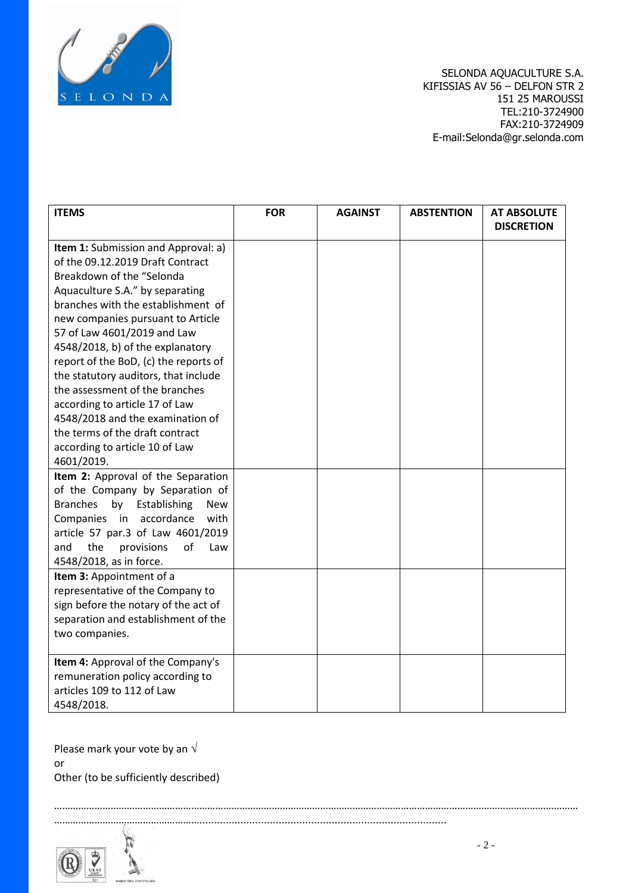SELONDA AQUACULTURE S.A.
KIFISSIAS AV 56 – DELFON STR 2
151 25 MAROUSSI
TEL:210-3724900
FAX:210-3724909
E-mail:Selonda@gr.selonda.com

| ITEMS | FOR | AGAINST | ABSTENTION | AT ABSOLUTE DISCRETION |
|---|---|---|---|---|
| **Item 1:** Submission and Approval: a) of the 09.12.2019 Draft Contract Breakdown of the "Selonda Aquaculture S.A." by separating branches with the establishment of new companies pursuant to Article 57 of Law 4601/2019 and Law 4548/2018, b) of the explanatory report of the BoD, (c) the reports of the statutory auditors, that include the assessment of the branches according to article 17 of Law 4548/2018 and the examination of the terms of the draft contract according to article 10 of Law 4601/2019. | | | | |
| **Item 2:** Approval of the Separation of the Company by Separation of Branches by Establishing New Companies in accordance with article 57 par.3 of Law 4601/2019 and the provisions of Law 4548/2018, as in force. | | | | |
| **Item 3:** Appointment of a representative of the Company to sign before the notary of the act of separation and establishment of the two companies. | | | | |
| **Item 4:** Approval of the Company's remuneration policy according to articles 109 to 112 of Law 4548/2018. | | | | |

Please mark your vote by an √
or
Other (to be sufficiently described)

………………………………………………………………………………………………………………………………………………………………………
………………………………………………………………………………………………………………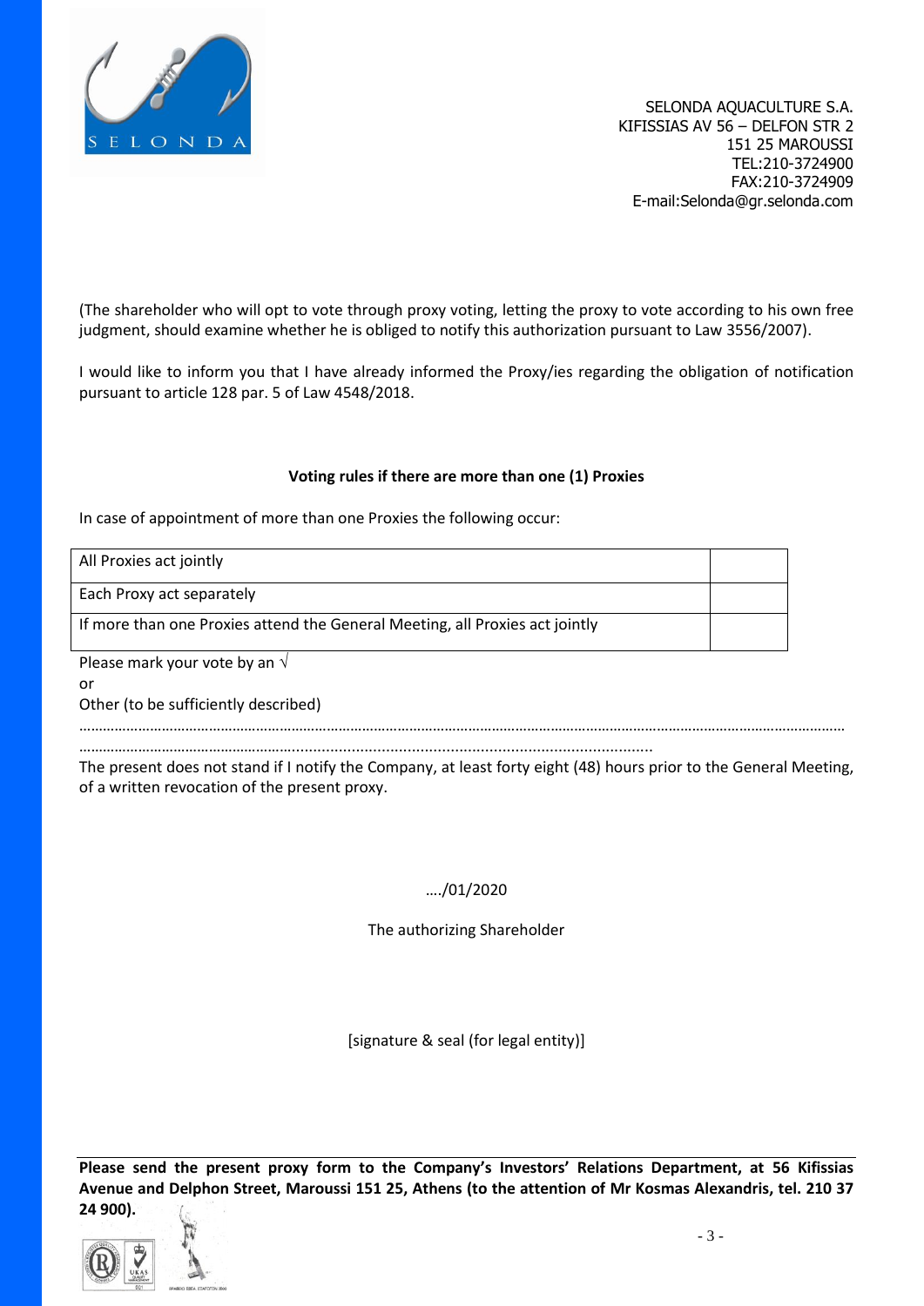(The shareholder who will opt to vote through proxy voting, letting the proxy to vote according to his own free judgment, should examine whether he is obliged to notify this authorization pursuant to Law 3556/2007).

I would like to inform you that I have already informed the Proxy/ies regarding the obligation of notification pursuant to article 128 par. 5 of Law 4548/2018.

**Voting rules if there are more than one (1) Proxies**

In case of appointment of more than one Proxies the following occur:

| | |
|---|---|
| All Proxies act jointly | |
| Each Proxy act separately | |
| If more than one Proxies attend the General Meeting, all Proxies act jointly | |

Please mark your vote by an √

or

Other (to be sufficiently described)

……………………………………………………………………………………………………………………………………………………………………

……………………………………………….................................................................................

The present does not stand if I notify the Company, at least forty eight (48) hours prior to the General Meeting, of a written revocation of the present proxy.

…./01/2020

The authorizing Shareholder

[signature & seal (for legal entity)]

**Please send the present proxy form to the Company's Investors' Relations Department, at 56 Kifissias Avenue and Delphon Street, Maroussi 151 25, Athens (to the attention of Mr Kosmas Alexandris, tel. 210 37 24 900).**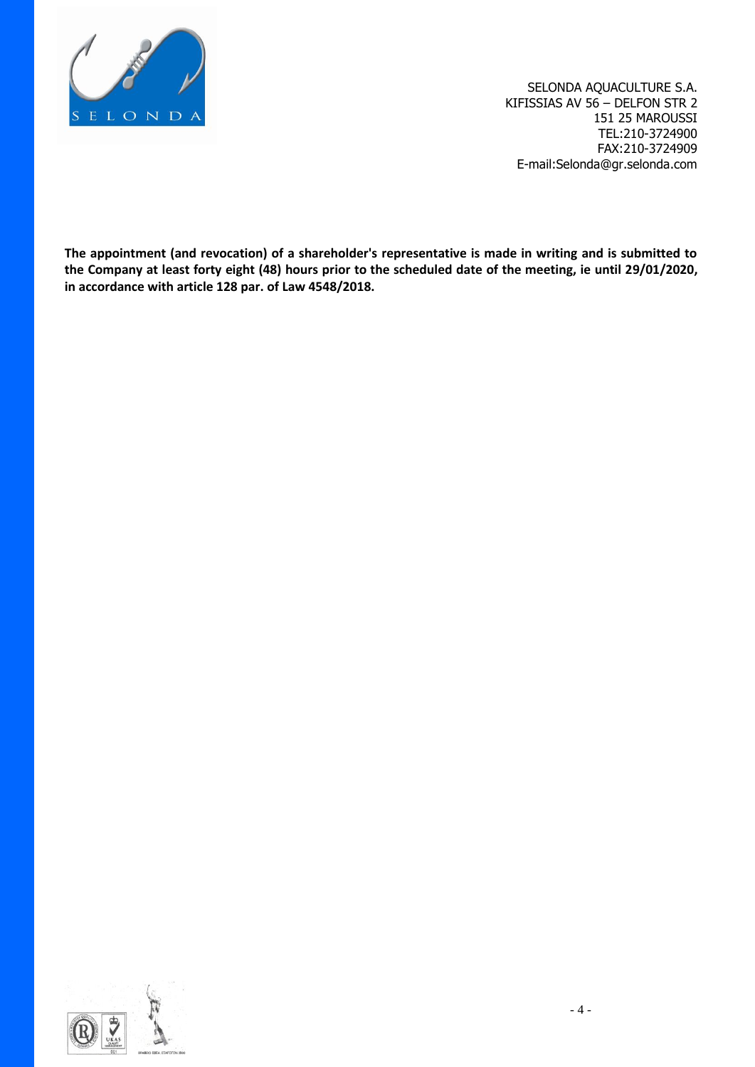SELONDA AQUACULTURE S.A.
KIFISSIAS AV 56 – DELFON STR 2
151 25 MAROUSSI
TEL:210-3724900
FAX:210-3724909
E-mail:Selonda@gr.selonda.com

**The appointment (and revocation) of a shareholder's representative is made in writing and is submitted to the Company at least forty eight (48) hours prior to the scheduled date of the meeting, ie until 29/01/2020, in accordance with article 128 par. of Law 4548/2018.**